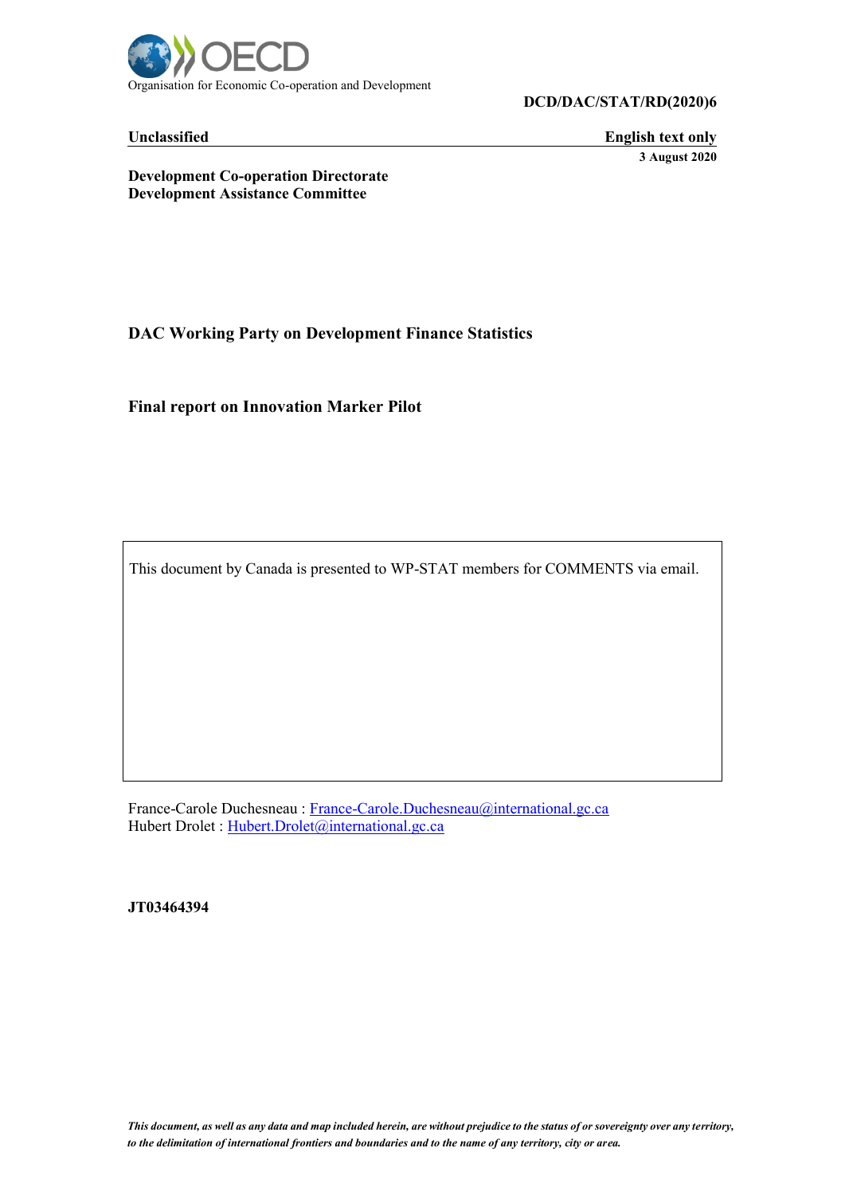Organisation for Economic Co-operation and Development

**DCD/DAC/STAT/RD(2020)6**

**Unclassified** | **English text only**

**3 August 2020**

**Development Co-operation Directorate**
**Development Assistance Committee**

**DAC Working Party on Development Finance Statistics**

# Final report on Innovation Marker Pilot

This document by Canada is presented to WP-STAT members for COMMENTS via email.

France-Carole Duchesneau : France-Carole.Duchesneau@international.gc.ca
Hubert Drolet : Hubert.Drolet@international.gc.ca

**JT03464394**

*This document, as well as any data and map included herein, are without prejudice to the status of or sovereignty over any territory, to the delimitation of international frontiers and boundaries and to the name of any territory, city or area.*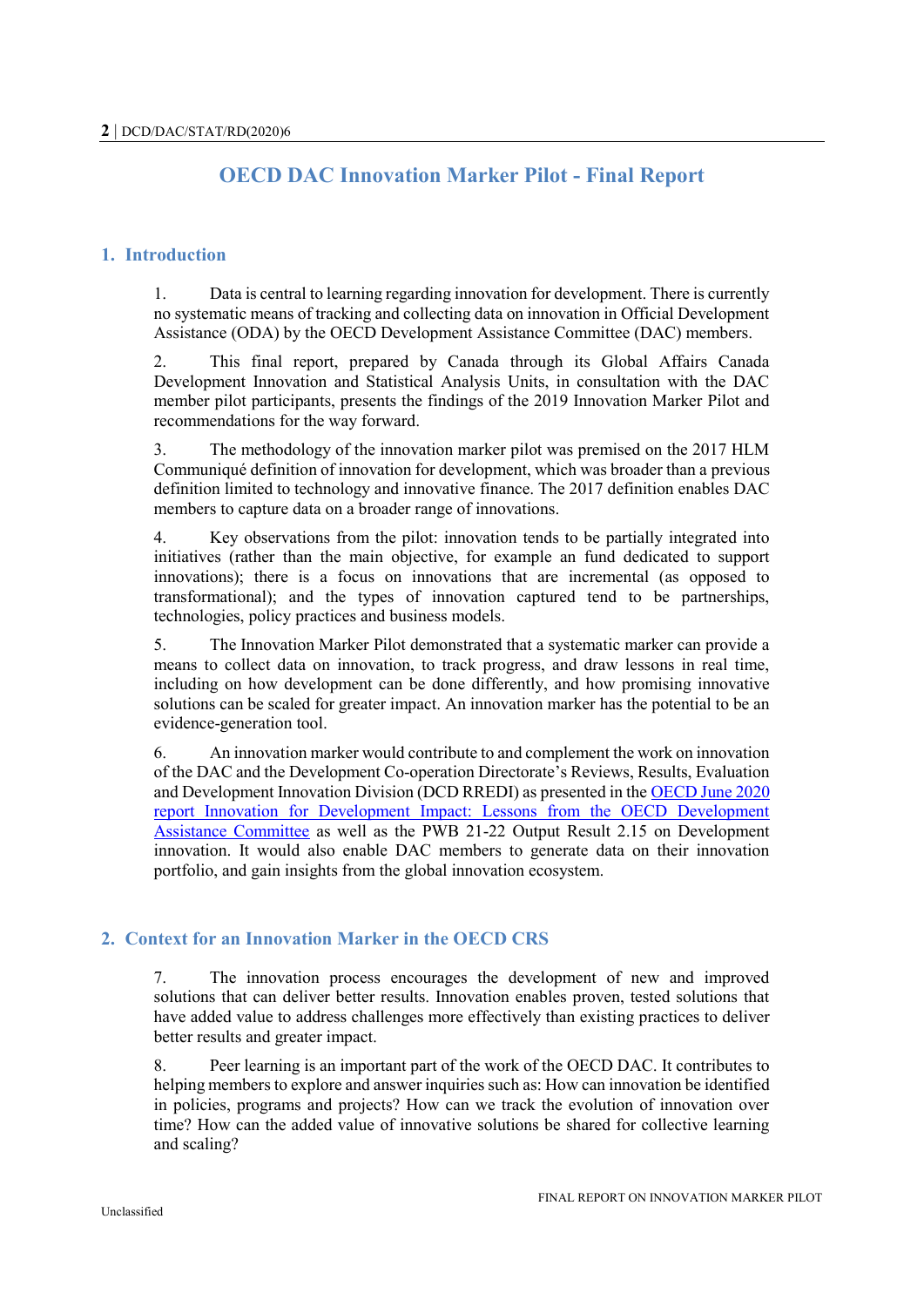# OECD DAC Innovation Marker Pilot - Final Report

## 1. Introduction

1. Data is central to learning regarding innovation for development. There is currently no systematic means of tracking and collecting data on innovation in Official Development Assistance (ODA) by the OECD Development Assistance Committee (DAC) members.

2. This final report, prepared by Canada through its Global Affairs Canada Development Innovation and Statistical Analysis Units, in consultation with the DAC member pilot participants, presents the findings of the 2019 Innovation Marker Pilot and recommendations for the way forward.

3. The methodology of the innovation marker pilot was premised on the 2017 HLM Communiqué definition of innovation for development, which was broader than a previous definition limited to technology and innovative finance. The 2017 definition enables DAC members to capture data on a broader range of innovations.

4. Key observations from the pilot: innovation tends to be partially integrated into initiatives (rather than the main objective, for example an fund dedicated to support innovations); there is a focus on innovations that are incremental (as opposed to transformational); and the types of innovation captured tend to be partnerships, technologies, policy practices and business models.

5. The Innovation Marker Pilot demonstrated that a systematic marker can provide a means to collect data on innovation, to track progress, and draw lessons in real time, including on how development can be done differently, and how promising innovative solutions can be scaled for greater impact. An innovation marker has the potential to be an evidence-generation tool.

6. An innovation marker would contribute to and complement the work on innovation of the DAC and the Development Co-operation Directorate's Reviews, Results, Evaluation and Development Innovation Division (DCD RREDI) as presented in the OECD June 2020 report Innovation for Development Impact: Lessons from the OECD Development Assistance Committee as well as the PWB 21-22 Output Result 2.15 on Development innovation. It would also enable DAC members to generate data on their innovation portfolio, and gain insights from the global innovation ecosystem.

## 2. Context for an Innovation Marker in the OECD CRS

7. The innovation process encourages the development of new and improved solutions that can deliver better results. Innovation enables proven, tested solutions that have added value to address challenges more effectively than existing practices to deliver better results and greater impact.

8. Peer learning is an important part of the work of the OECD DAC. It contributes to helping members to explore and answer inquiries such as: How can innovation be identified in policies, programs and projects? How can we track the evolution of innovation over time? How can the added value of innovative solutions be shared for collective learning and scaling?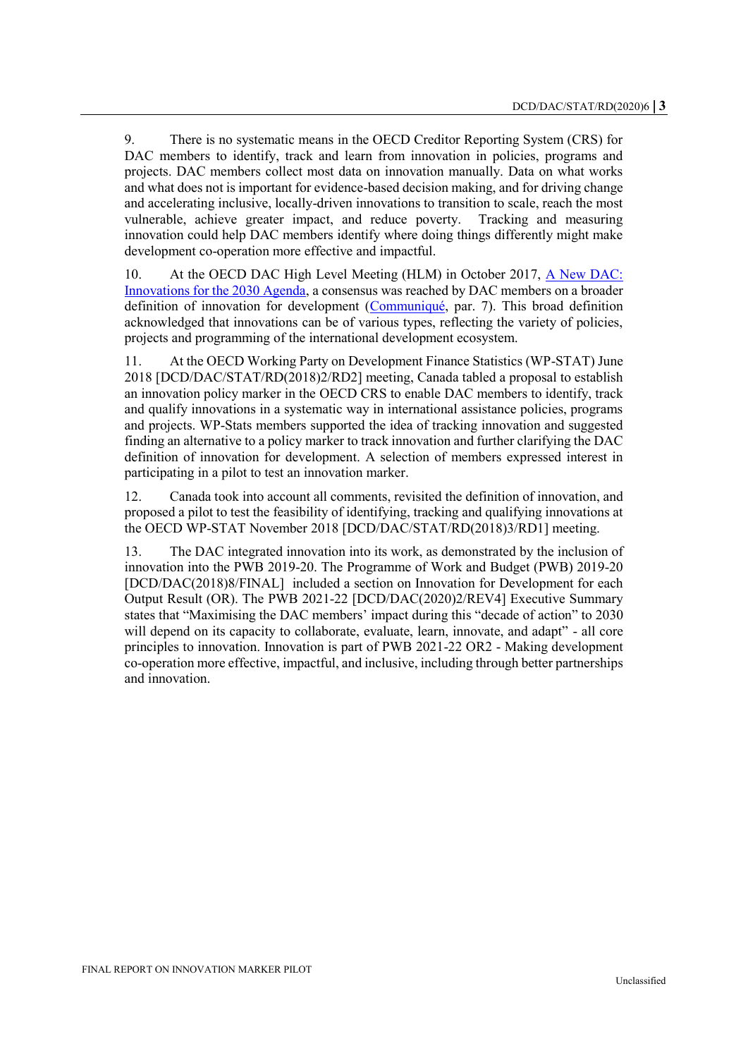9. There is no systematic means in the OECD Creditor Reporting System (CRS) for DAC members to identify, track and learn from innovation in policies, programs and projects. DAC members collect most data on innovation manually. Data on what works and what does not is important for evidence-based decision making, and for driving change and accelerating inclusive, locally-driven innovations to transition to scale, reach the most vulnerable, achieve greater impact, and reduce poverty. Tracking and measuring innovation could help DAC members identify where doing things differently might make development co-operation more effective and impactful.

10. At the OECD DAC High Level Meeting (HLM) in October 2017, [A New DAC: Innovations for the 2030 Agenda](), a consensus was reached by DAC members on a broader definition of innovation for development ([Communiqué](), par. 7). This broad definition acknowledged that innovations can be of various types, reflecting the variety of policies, projects and programming of the international development ecosystem.

11. At the OECD Working Party on Development Finance Statistics (WP-STAT) June 2018 [DCD/DAC/STAT/RD(2018)2/RD2] meeting, Canada tabled a proposal to establish an innovation policy marker in the OECD CRS to enable DAC members to identify, track and qualify innovations in a systematic way in international assistance policies, programs and projects. WP-Stats members supported the idea of tracking innovation and suggested finding an alternative to a policy marker to track innovation and further clarifying the DAC definition of innovation for development. A selection of members expressed interest in participating in a pilot to test an innovation marker.

12. Canada took into account all comments, revisited the definition of innovation, and proposed a pilot to test the feasibility of identifying, tracking and qualifying innovations at the OECD WP-STAT November 2018 [DCD/DAC/STAT/RD(2018)3/RD1] meeting.

13. The DAC integrated innovation into its work, as demonstrated by the inclusion of innovation into the PWB 2019-20. The Programme of Work and Budget (PWB) 2019-20 [DCD/DAC(2018)8/FINAL] included a section on Innovation for Development for each Output Result (OR). The PWB 2021-22 [DCD/DAC(2020)2/REV4] Executive Summary states that "Maximising the DAC members' impact during this "decade of action" to 2030 will depend on its capacity to collaborate, evaluate, learn, innovate, and adapt" - all core principles to innovation. Innovation is part of PWB 2021-22 OR2 - Making development co-operation more effective, impactful, and inclusive, including through better partnerships and innovation.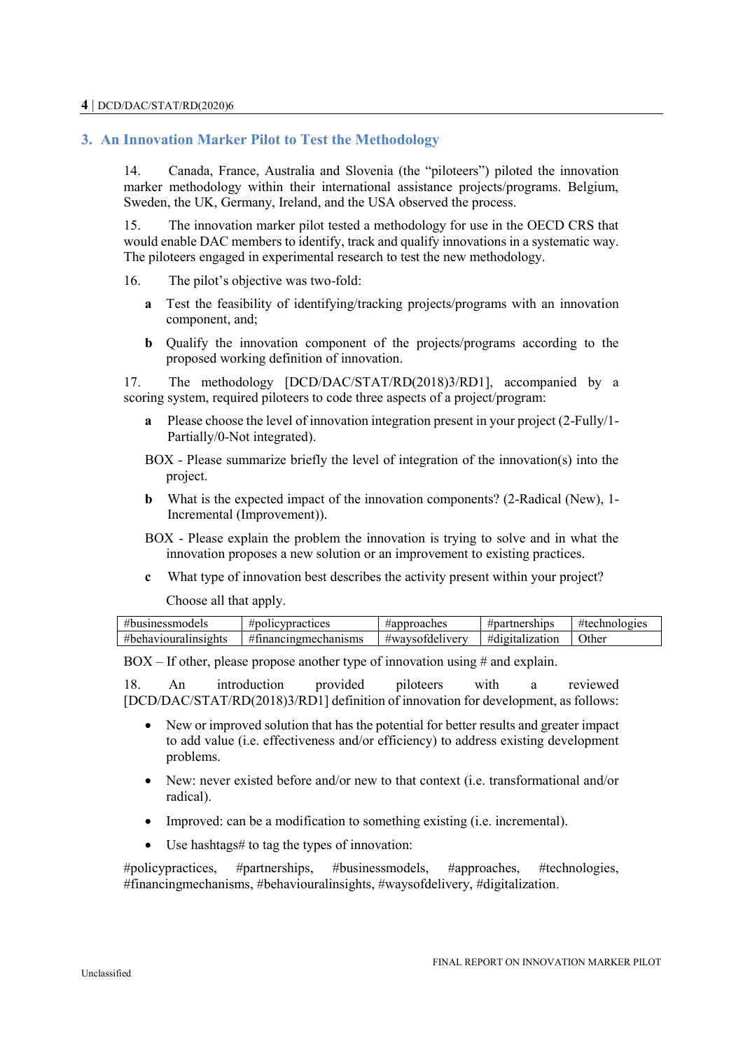## 3. An Innovation Marker Pilot to Test the Methodology

14. Canada, France, Australia and Slovenia (the "piloteers") piloted the innovation marker methodology within their international assistance projects/programs. Belgium, Sweden, the UK, Germany, Ireland, and the USA observed the process.

15. The innovation marker pilot tested a methodology for use in the OECD CRS that would enable DAC members to identify, track and qualify innovations in a systematic way. The piloteers engaged in experimental research to test the new methodology.

16. The pilot's objective was two-fold:

**a** Test the feasibility of identifying/tracking projects/programs with an innovation component, and;

**b** Qualify the innovation component of the projects/programs according to the proposed working definition of innovation.

17. The methodology [DCD/DAC/STAT/RD(2018)3/RD1], accompanied by a scoring system, required piloteers to code three aspects of a project/program:

**a** Please choose the level of innovation integration present in your project (2-Fully/1-Partially/0-Not integrated).

BOX - Please summarize briefly the level of integration of the innovation(s) into the project.

**b** What is the expected impact of the innovation components? (2-Radical (New), 1-Incremental (Improvement)).

BOX - Please explain the problem the innovation is trying to solve and in what the innovation proposes a new solution or an improvement to existing practices.

**c** What type of innovation best describes the activity present within your project?

Choose all that apply.

| #businessmodels | #policypractices | #approaches | #partnerships | #technologies |
|---|---|---|---|---|
| #behaviouralinsights | #financingmechanisms | #waysofdelivery | #digitalization | Other |

BOX – If other, please propose another type of innovation using # and explain.

18. An introduction provided piloteers with a reviewed [DCD/DAC/STAT/RD(2018)3/RD1] definition of innovation for development, as follows:

- New or improved solution that has the potential for better results and greater impact to add value (i.e. effectiveness and/or efficiency) to address existing development problems.
- New: never existed before and/or new to that context (i.e. transformational and/or radical).
- Improved: can be a modification to something existing (i.e. incremental).
- Use hashtags# to tag the types of innovation:

#policypractices, #partnerships, #businessmodels, #approaches, #technologies, #financingmechanisms, #behaviouralinsights, #waysofdelivery, #digitalization.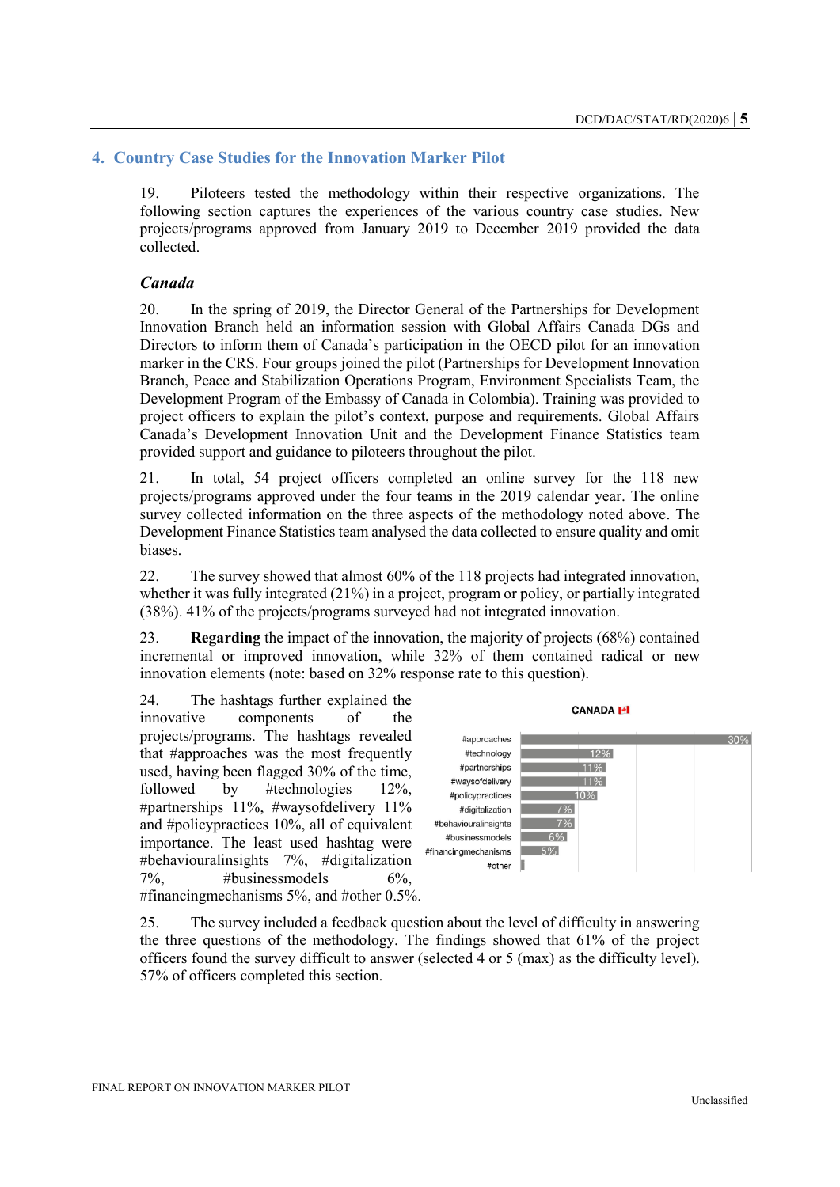## 4. Country Case Studies for the Innovation Marker Pilot

19. Piloteers tested the methodology within their respective organizations. The following section captures the experiences of the various country case studies. New projects/programs approved from January 2019 to December 2019 provided the data collected.

### *Canada*

20. In the spring of 2019, the Director General of the Partnerships for Development Innovation Branch held an information session with Global Affairs Canada DGs and Directors to inform them of Canada's participation in the OECD pilot for an innovation marker in the CRS. Four groups joined the pilot (Partnerships for Development Innovation Branch, Peace and Stabilization Operations Program, Environment Specialists Team, the Development Program of the Embassy of Canada in Colombia). Training was provided to project officers to explain the pilot's context, purpose and requirements. Global Affairs Canada's Development Innovation Unit and the Development Finance Statistics team provided support and guidance to piloteers throughout the pilot.

21. In total, 54 project officers completed an online survey for the 118 new projects/programs approved under the four teams in the 2019 calendar year. The online survey collected information on the three aspects of the methodology noted above. The Development Finance Statistics team analysed the data collected to ensure quality and omit biases.

22. The survey showed that almost 60% of the 118 projects had integrated innovation, whether it was fully integrated (21%) in a project, program or policy, or partially integrated (38%). 41% of the projects/programs surveyed had not integrated innovation.

23. **Regarding** the impact of the innovation, the majority of projects (68%) contained incremental or improved innovation, while 32% of them contained radical or new innovation elements (note: based on 32% response rate to this question).

24. The hashtags further explained the innovative components of the projects/programs. The hashtags revealed that #approaches was the most frequently used, having been flagged 30% of the time, followed by #technologies 12%, #partnerships 11%, #waysofdelivery 11% and #policypractices 10%, all of equivalent importance. The least used hashtag were #behaviouralinsights 7%, #digitalization 7%, #businessmodels 6%, #financingmechanisms 5%, and #other 0.5%.

**CANADA**

| Hashtag | Share |
| --- | --- |
| #approaches | 30% |
| #technology | 12% |
| #partnerships | 11% |
| #waysofdelivery | 11% |
| #policypractices | 10% |
| #digitalization | 7% |
| #behaviouralinsights | 7% |
| #businessmodels | 6% |
| #financingmechanisms | 5% |
| #other | |

25. The survey included a feedback question about the level of difficulty in answering the three questions of the methodology. The findings showed that 61% of the project officers found the survey difficult to answer (selected 4 or 5 (max) as the difficulty level). 57% of officers completed this section.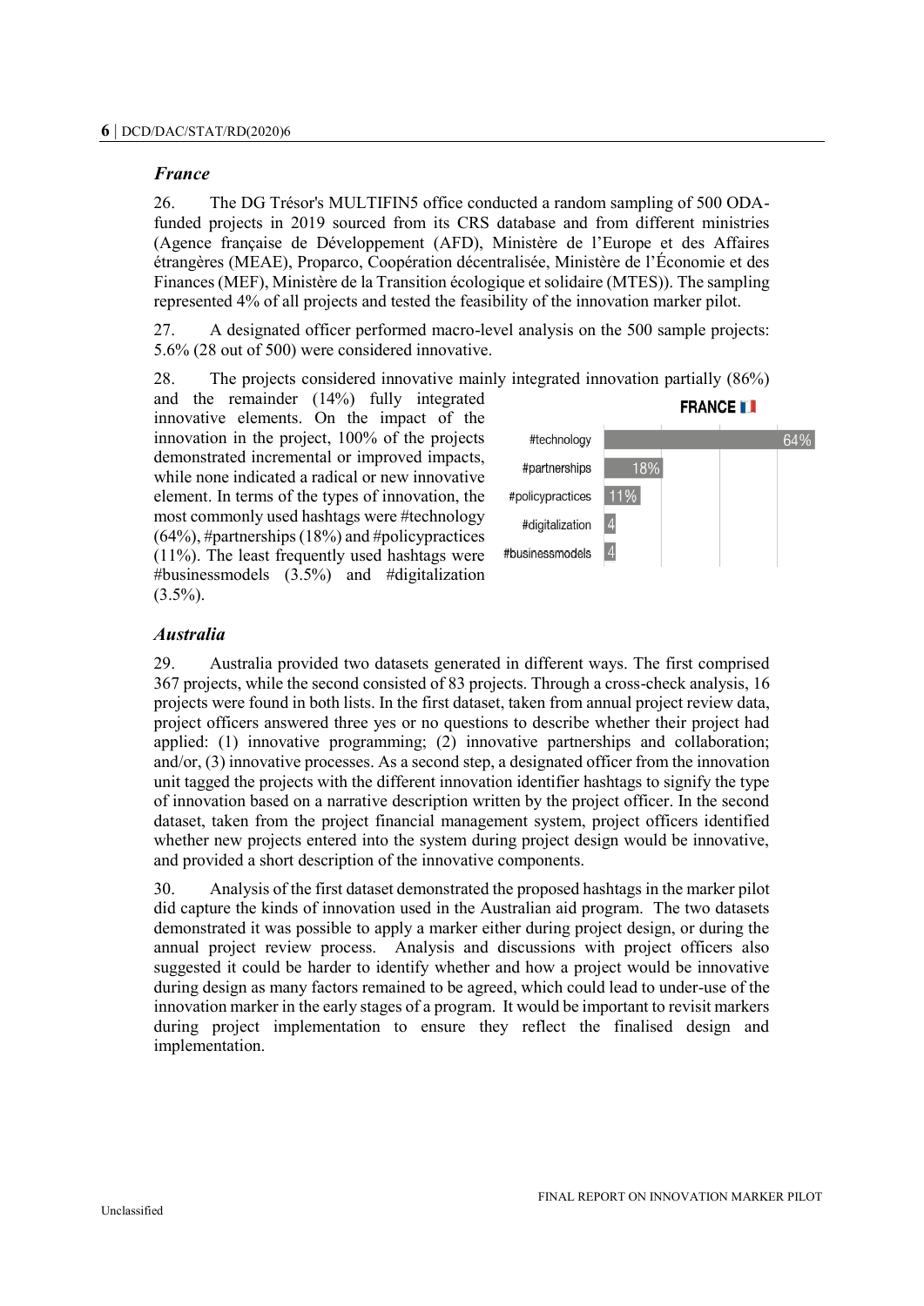### *France*

26. The DG Trésor's MULTIFIN5 office conducted a random sampling of 500 ODA-funded projects in 2019 sourced from its CRS database and from different ministries (Agence française de Développement (AFD), Ministère de l'Europe et des Affaires étrangères (MEAE), Proparco, Coopération décentralisée, Ministère de l'Économie et des Finances (MEF), Ministère de la Transition écologique et solidaire (MTES)). The sampling represented 4% of all projects and tested the feasibility of the innovation marker pilot.

27. A designated officer performed macro-level analysis on the 500 sample projects: 5.6% (28 out of 500) were considered innovative.

28. The projects considered innovative mainly integrated innovation partially (86%) and the remainder (14%) fully integrated innovative elements. On the impact of the innovation in the project, 100% of the projects demonstrated incremental or improved impacts, while none indicated a radical or new innovative element. In terms of the types of innovation, the most commonly used hashtags were #technology (64%), #partnerships (18%) and #policypractices (11%). The least frequently used hashtags were #businessmodels (3.5%) and #digitalization (3.5%).

**FRANCE**

| Hashtag | Share |
| --- | --- |
| #technology | 64% |
| #partnerships | 18% |
| #policypractices | 11% |
| #digitalization | 4 |
| #businessmodels | 4 |

### *Australia*

29. Australia provided two datasets generated in different ways. The first comprised 367 projects, while the second consisted of 83 projects. Through a cross-check analysis, 16 projects were found in both lists. In the first dataset, taken from annual project review data, project officers answered three yes or no questions to describe whether their project had applied: (1) innovative programming; (2) innovative partnerships and collaboration; and/or, (3) innovative processes. As a second step, a designated officer from the innovation unit tagged the projects with the different innovation identifier hashtags to signify the type of innovation based on a narrative description written by the project officer. In the second dataset, taken from the project financial management system, project officers identified whether new projects entered into the system during project design would be innovative, and provided a short description of the innovative components.

30. Analysis of the first dataset demonstrated the proposed hashtags in the marker pilot did capture the kinds of innovation used in the Australian aid program. The two datasets demonstrated it was possible to apply a marker either during project design, or during the annual project review process. Analysis and discussions with project officers also suggested it could be harder to identify whether and how a project would be innovative during design as many factors remained to be agreed, which could lead to under-use of the innovation marker in the early stages of a program. It would be important to revisit markers during project implementation to ensure they reflect the finalised design and implementation.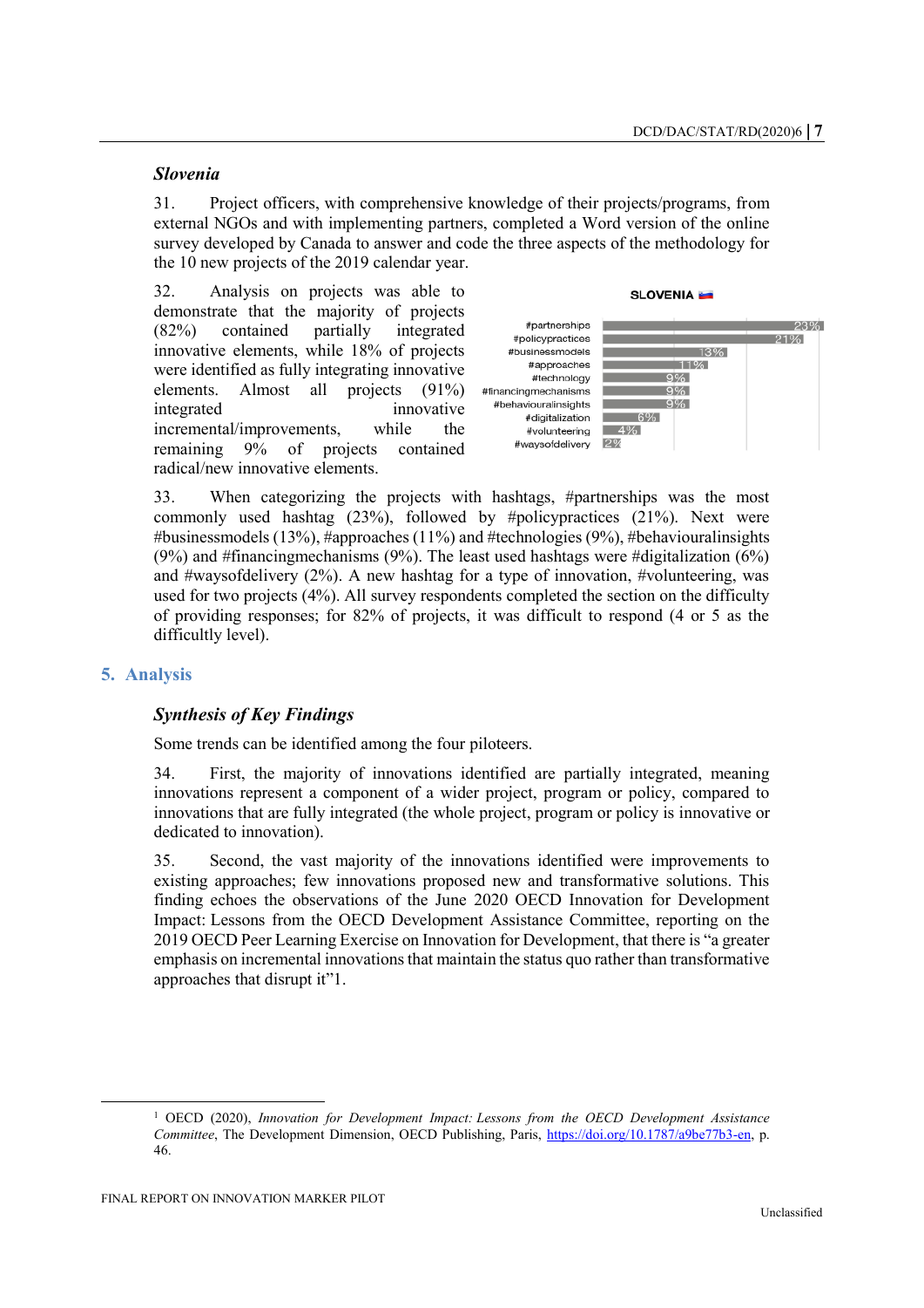### *Slovenia*

31. Project officers, with comprehensive knowledge of their projects/programs, from external NGOs and with implementing partners, completed a Word version of the online survey developed by Canada to answer and code the three aspects of the methodology for the 10 new projects of the 2019 calendar year.

32. Analysis on projects was able to demonstrate that the majority of projects (82%) contained partially integrated innovative elements, while 18% of projects were identified as fully integrating innovative elements. Almost all projects (91%) integrated innovative incremental/improvements, while the remaining 9% of projects contained radical/new innovative elements.

**SLOVENIA**

| Hashtag | % |
|---|---|
| #partnerships | 23% |
| #policypractices | 21% |
| #businessmodels | 13% |
| #approaches | 11% |
| #technology | 9% |
| #financingmechanisms | 9% |
| #behaviouralinsights | 9% |
| #digitalization | 6% |
| #volunteering | 4% |
| #waysofdelivery | 2% |

33. When categorizing the projects with hashtags, #partnerships was the most commonly used hashtag (23%), followed by #policypractices (21%). Next were #businessmodels (13%), #approaches (11%) and #technologies (9%), #behaviouralinsights (9%) and #financingmechanisms (9%). The least used hashtags were #digitalization (6%) and #waysofdelivery (2%). A new hashtag for a type of innovation, #volunteering, was used for two projects (4%). All survey respondents completed the section on the difficulty of providing responses; for 82% of projects, it was difficult to respond (4 or 5 as the difficultly level).

## 5. Analysis

### *Synthesis of Key Findings*

Some trends can be identified among the four piloteers.

34. First, the majority of innovations identified are partially integrated, meaning innovations represent a component of a wider project, program or policy, compared to innovations that are fully integrated (the whole project, program or policy is innovative or dedicated to innovation).

35. Second, the vast majority of the innovations identified were improvements to existing approaches; few innovations proposed new and transformative solutions. This finding echoes the observations of the June 2020 OECD Innovation for Development Impact: Lessons from the OECD Development Assistance Committee, reporting on the 2019 OECD Peer Learning Exercise on Innovation for Development, that there is "a greater emphasis on incremental innovations that maintain the status quo rather than transformative approaches that disrupt it"[1].

---

[1] OECD (2020), *Innovation for Development Impact: Lessons from the OECD Development Assistance Committee*, The Development Dimension, OECD Publishing, Paris, https://doi.org/10.1787/a9be77b3-en, p. 46.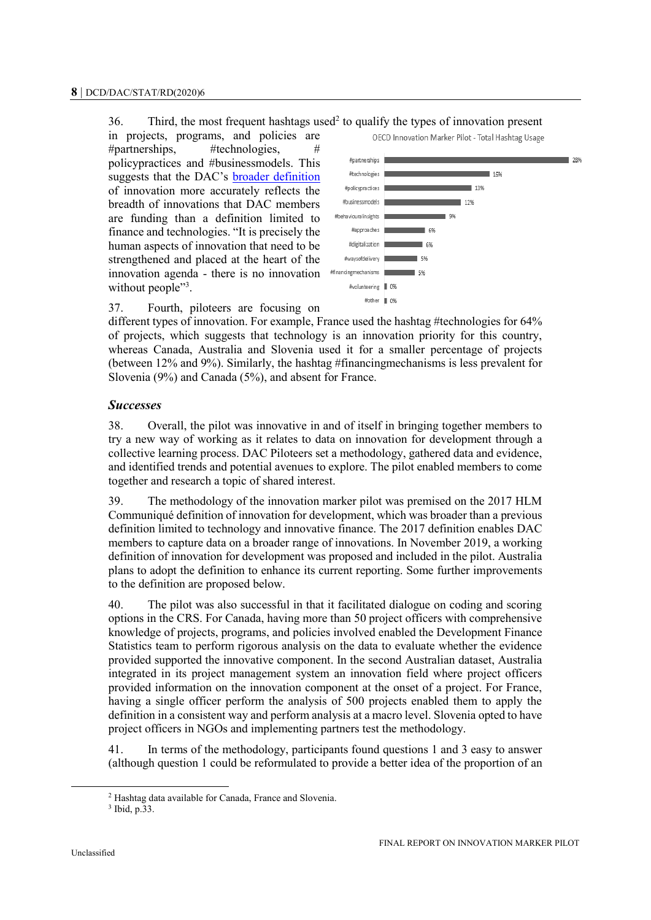36. Third, the most frequent hashtags used[2] to qualify the types of innovation present in projects, programs, and policies are #partnerships, #technologies, # policypractices and #businessmodels. This suggests that the DAC's broader definition of innovation more accurately reflects the breadth of innovations that DAC members are funding than a definition limited to finance and technologies. "It is precisely the human aspects of innovation that need to be strengthened and placed at the heart of the innovation agenda - there is no innovation without people"[3].

OECD Innovation Marker Pilot - Total Hashtag Usage

| Hashtag | Usage |
| --- | --- |
| #partnerships | 28% |
| #technologies | 15% |
| #policypractices | 13% |
| #businessmodels | 12% |
| #behaviouralinsights | 9% |
| #approaches | 6% |
| #digitalization | 6% |
| #waysofdelivery | 5% |
| #financingmechanisms | 5% |
| #volunteering | 0% |
| #other | 0% |

37. Fourth, piloteers are focusing on different types of innovation. For example, France used the hashtag #technologies for 64% of projects, which suggests that technology is an innovation priority for this country, whereas Canada, Australia and Slovenia used it for a smaller percentage of projects (between 12% and 9%). Similarly, the hashtag #financingmechanisms is less prevalent for Slovenia (9%) and Canada (5%), and absent for France.

### *Successes*

38. Overall, the pilot was innovative in and of itself in bringing together members to try a new way of working as it relates to data on innovation for development through a collective learning process. DAC Piloteers set a methodology, gathered data and evidence, and identified trends and potential avenues to explore. The pilot enabled members to come together and research a topic of shared interest.

39. The methodology of the innovation marker pilot was premised on the 2017 HLM Communiqué definition of innovation for development, which was broader than a previous definition limited to technology and innovative finance. The 2017 definition enables DAC members to capture data on a broader range of innovations. In November 2019, a working definition of innovation for development was proposed and included in the pilot. Australia plans to adopt the definition to enhance its current reporting. Some further improvements to the definition are proposed below.

40. The pilot was also successful in that it facilitated dialogue on coding and scoring options in the CRS. For Canada, having more than 50 project officers with comprehensive knowledge of projects, programs, and policies involved enabled the Development Finance Statistics team to perform rigorous analysis on the data to evaluate whether the evidence provided supported the innovative component. In the second Australian dataset, Australia integrated in its project management system an innovation field where project officers provided information on the innovation component at the onset of a project. For France, having a single officer perform the analysis of 500 projects enabled them to apply the definition in a consistent way and perform analysis at a macro level. Slovenia opted to have project officers in NGOs and implementing partners test the methodology.

41. In terms of the methodology, participants found questions 1 and 3 easy to answer (although question 1 could be reformulated to provide a better idea of the proportion of an

---

[2] Hashtag data available for Canada, France and Slovenia.

[3] Ibid, p.33.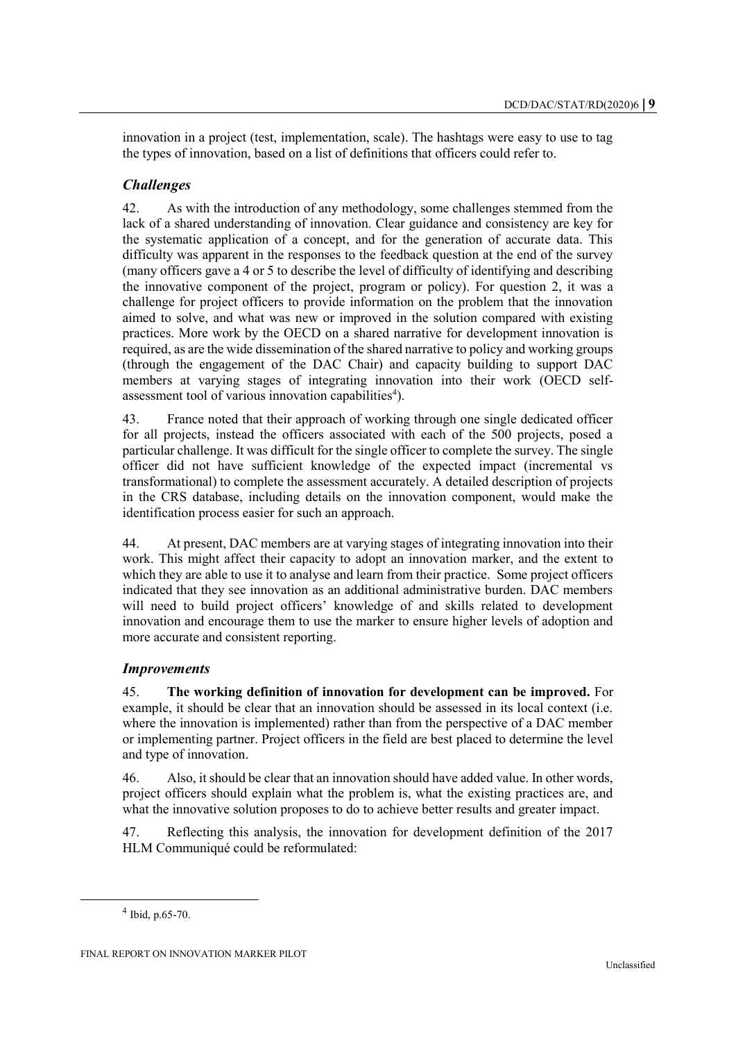innovation in a project (test, implementation, scale). The hashtags were easy to use to tag the types of innovation, based on a list of definitions that officers could refer to.

### *Challenges*

42. As with the introduction of any methodology, some challenges stemmed from the lack of a shared understanding of innovation. Clear guidance and consistency are key for the systematic application of a concept, and for the generation of accurate data. This difficulty was apparent in the responses to the feedback question at the end of the survey (many officers gave a 4 or 5 to describe the level of difficulty of identifying and describing the innovative component of the project, program or policy). For question 2, it was a challenge for project officers to provide information on the problem that the innovation aimed to solve, and what was new or improved in the solution compared with existing practices. More work by the OECD on a shared narrative for development innovation is required, as are the wide dissemination of the shared narrative to policy and working groups (through the engagement of the DAC Chair) and capacity building to support DAC members at varying stages of integrating innovation into their work (OECD self-assessment tool of various innovation capabilities[4]).

43. France noted that their approach of working through one single dedicated officer for all projects, instead the officers associated with each of the 500 projects, posed a particular challenge. It was difficult for the single officer to complete the survey. The single officer did not have sufficient knowledge of the expected impact (incremental vs transformational) to complete the assessment accurately. A detailed description of projects in the CRS database, including details on the innovation component, would make the identification process easier for such an approach.

44. At present, DAC members are at varying stages of integrating innovation into their work. This might affect their capacity to adopt an innovation marker, and the extent to which they are able to use it to analyse and learn from their practice. Some project officers indicated that they see innovation as an additional administrative burden. DAC members will need to build project officers' knowledge of and skills related to development innovation and encourage them to use the marker to ensure higher levels of adoption and more accurate and consistent reporting.

### *Improvements*

45. **The working definition of innovation for development can be improved.** For example, it should be clear that an innovation should be assessed in its local context (i.e. where the innovation is implemented) rather than from the perspective of a DAC member or implementing partner. Project officers in the field are best placed to determine the level and type of innovation.

46. Also, it should be clear that an innovation should have added value. In other words, project officers should explain what the problem is, what the existing practices are, and what the innovative solution proposes to do to achieve better results and greater impact.

47. Reflecting this analysis, the innovation for development definition of the 2017 HLM Communiqué could be reformulated:

[4] Ibid, p.65-70.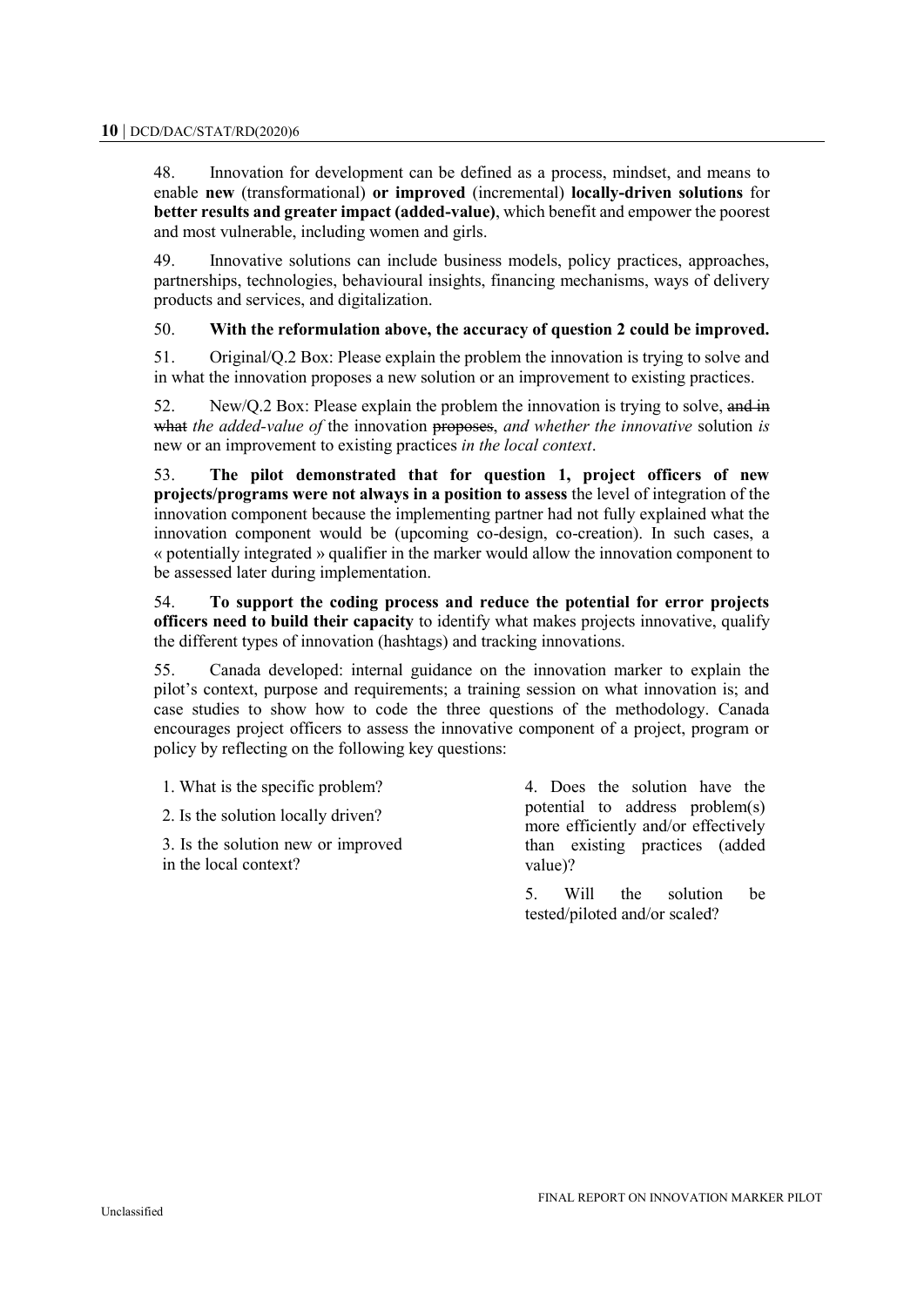48. Innovation for development can be defined as a process, mindset, and means to enable **new** (transformational) **or improved** (incremental) **locally-driven solutions** for **better results and greater impact (added-value)**, which benefit and empower the poorest and most vulnerable, including women and girls.

49. Innovative solutions can include business models, policy practices, approaches, partnerships, technologies, behavioural insights, financing mechanisms, ways of delivery products and services, and digitalization.

50. **With the reformulation above, the accuracy of question 2 could be improved.**

51. Original/Q.2 Box: Please explain the problem the innovation is trying to solve and in what the innovation proposes a new solution or an improvement to existing practices.

52. New/Q.2 Box: Please explain the problem the innovation is trying to solve, ~~and in what~~ *the added-value of* the innovation ~~proposes~~, *and whether the innovative* solution *is* new or an improvement to existing practices *in the local context*.

53. **The pilot demonstrated that for question 1, project officers of new projects/programs were not always in a position to assess** the level of integration of the innovation component because the implementing partner had not fully explained what the innovation component would be (upcoming co-design, co-creation). In such cases, a « potentially integrated » qualifier in the marker would allow the innovation component to be assessed later during implementation.

54. **To support the coding process and reduce the potential for error projects officers need to build their capacity** to identify what makes projects innovative, qualify the different types of innovation (hashtags) and tracking innovations.

55. Canada developed: internal guidance on the innovation marker to explain the pilot's context, purpose and requirements; a training session on what innovation is; and case studies to show how to code the three questions of the methodology. Canada encourages project officers to assess the innovative component of a project, program or policy by reflecting on the following key questions:

1. What is the specific problem?
2. Is the solution locally driven?
3. Is the solution new or improved in the local context?
4. Does the solution have the potential to address problem(s) more efficiently and/or effectively than existing practices (added value)?
5. Will the solution be tested/piloted and/or scaled?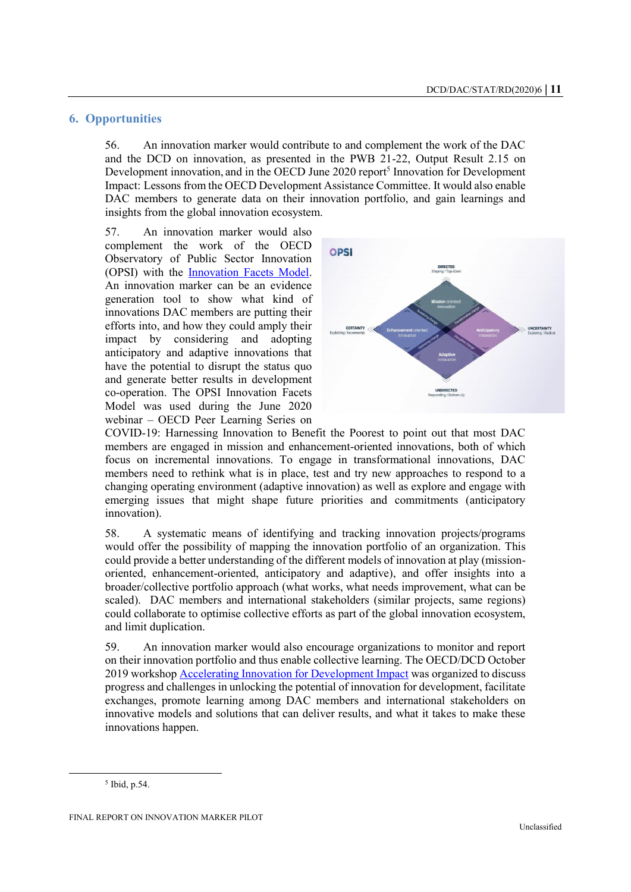## 6. Opportunities

56. An innovation marker would contribute to and complement the work of the DAC and the DCD on innovation, as presented in the PWB 21-22, Output Result 2.15 on Development innovation, and in the OECD June 2020 report[5] Innovation for Development Impact: Lessons from the OECD Development Assistance Committee. It would also enable DAC members to generate data on their innovation portfolio, and gain learnings and insights from the global innovation ecosystem.

57. An innovation marker would also complement the work of the OECD Observatory of Public Sector Innovation (OPSI) with the [Innovation Facets Model](). An innovation marker can be an evidence generation tool to show what kind of innovations DAC members are putting their efforts into, and how they could amply their impact by considering and adopting anticipatory and adaptive innovations that have the potential to disrupt the status quo and generate better results in development co-operation. The OPSI Innovation Facets Model was used during the June 2020 webinar – OECD Peer Learning Series on COVID-19: Harnessing Innovation to Benefit the Poorest to point out that most DAC members are engaged in mission and enhancement-oriented innovations, both of which focus on incremental innovations. To engage in transformational innovations, DAC members need to rethink what is in place, test and try new approaches to respond to a changing operating environment (adaptive innovation) as well as explore and engage with emerging issues that might shape future priorities and commitments (anticipatory innovation).

58. A systematic means of identifying and tracking innovation projects/programs would offer the possibility of mapping the innovation portfolio of an organization. This could provide a better understanding of the different models of innovation at play (mission-oriented, enhancement-oriented, anticipatory and adaptive), and offer insights into a broader/collective portfolio approach (what works, what needs improvement, what can be scaled). DAC members and international stakeholders (similar projects, same regions) could collaborate to optimise collective efforts as part of the global innovation ecosystem, and limit duplication.

59. An innovation marker would also encourage organizations to monitor and report on their innovation portfolio and thus enable collective learning. The OECD/DCD October 2019 workshop [Accelerating Innovation for Development Impact]() was organized to discuss progress and challenges in unlocking the potential of innovation for development, facilitate exchanges, promote learning among DAC members and international stakeholders on innovative models and solutions that can deliver results, and what it takes to make these innovations happen.

[5] Ibid, p.54.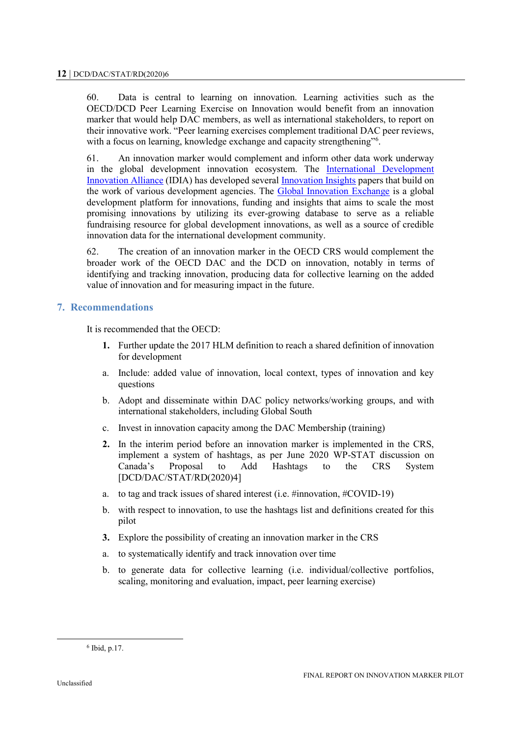60. Data is central to learning on innovation. Learning activities such as the OECD/DCD Peer Learning Exercise on Innovation would benefit from an innovation marker that would help DAC members, as well as international stakeholders, to report on their innovative work. "Peer learning exercises complement traditional DAC peer reviews, with a focus on learning, knowledge exchange and capacity strengthening"[6].

61. An innovation marker would complement and inform other data work underway in the global development innovation ecosystem. The International Development Innovation Alliance (IDIA) has developed several Innovation Insights papers that build on the work of various development agencies. The Global Innovation Exchange is a global development platform for innovations, funding and insights that aims to scale the most promising innovations by utilizing its ever-growing database to serve as a reliable fundraising resource for global development innovations, as well as a source of credible innovation data for the international development community.

62. The creation of an innovation marker in the OECD CRS would complement the broader work of the OECD DAC and the DCD on innovation, notably in terms of identifying and tracking innovation, producing data for collective learning on the added value of innovation and for measuring impact in the future.

## 7. Recommendations

It is recommended that the OECD:

**1.** Further update the 2017 HLM definition to reach a shared definition of innovation for development

a. Include: added value of innovation, local context, types of innovation and key questions

b. Adopt and disseminate within DAC policy networks/working groups, and with international stakeholders, including Global South

c. Invest in innovation capacity among the DAC Membership (training)

**2.** In the interim period before an innovation marker is implemented in the CRS, implement a system of hashtags, as per June 2020 WP-STAT discussion on Canada's Proposal to Add Hashtags to the CRS System [DCD/DAC/STAT/RD(2020)4]

a. to tag and track issues of shared interest (i.e. #innovation, #COVID-19)

b. with respect to innovation, to use the hashtags list and definitions created for this pilot

**3.** Explore the possibility of creating an innovation marker in the CRS

a. to systematically identify and track innovation over time

b. to generate data for collective learning (i.e. individual/collective portfolios, scaling, monitoring and evaluation, impact, peer learning exercise)

---

[6] Ibid, p.17.